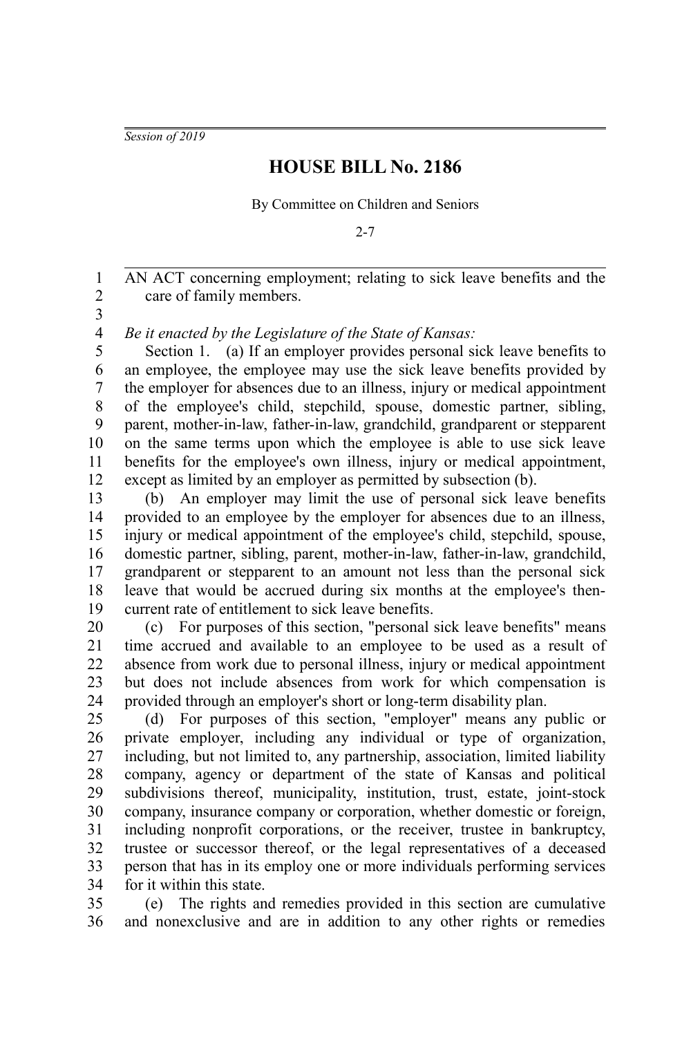*Session of 2019*

# HOUSE BILL No. 2186

By Committee on Children and Seniors

2-7

AN ACT concerning employment; relating to sick leave benefits and the care of family members.

*Be it enacted by the Legislature of the State of Kansas:*

Section 1. (a) If an employer provides personal sick leave benefits to an employee, the employee may use the sick leave benefits provided by the employer for absences due to an illness, injury or medical appointment of the employee's child, stepchild, spouse, domestic partner, sibling, parent, mother-in-law, father-in-law, grandchild, grandparent or stepparent on the same terms upon which the employee is able to use sick leave benefits for the employee's own illness, injury or medical appointment, except as limited by an employer as permitted by subsection (b).

(b) An employer may limit the use of personal sick leave benefits provided to an employee by the employer for absences due to an illness, injury or medical appointment of the employee's child, stepchild, spouse, domestic partner, sibling, parent, mother-in-law, father-in-law, grandchild, grandparent or stepparent to an amount not less than the personal sick leave that would be accrued during six months at the employee's then-current rate of entitlement to sick leave benefits.

(c) For purposes of this section, "personal sick leave benefits" means time accrued and available to an employee to be used as a result of absence from work due to personal illness, injury or medical appointment but does not include absences from work for which compensation is provided through an employer's short or long-term disability plan.

(d) For purposes of this section, "employer" means any public or private employer, including any individual or type of organization, including, but not limited to, any partnership, association, limited liability company, agency or department of the state of Kansas and political subdivisions thereof, municipality, institution, trust, estate, joint-stock company, insurance company or corporation, whether domestic or foreign, including nonprofit corporations, or the receiver, trustee in bankruptcy, trustee or successor thereof, or the legal representatives of a deceased person that has in its employ one or more individuals performing services for it within this state.

(e) The rights and remedies provided in this section are cumulative and nonexclusive and are in addition to any other rights or remedies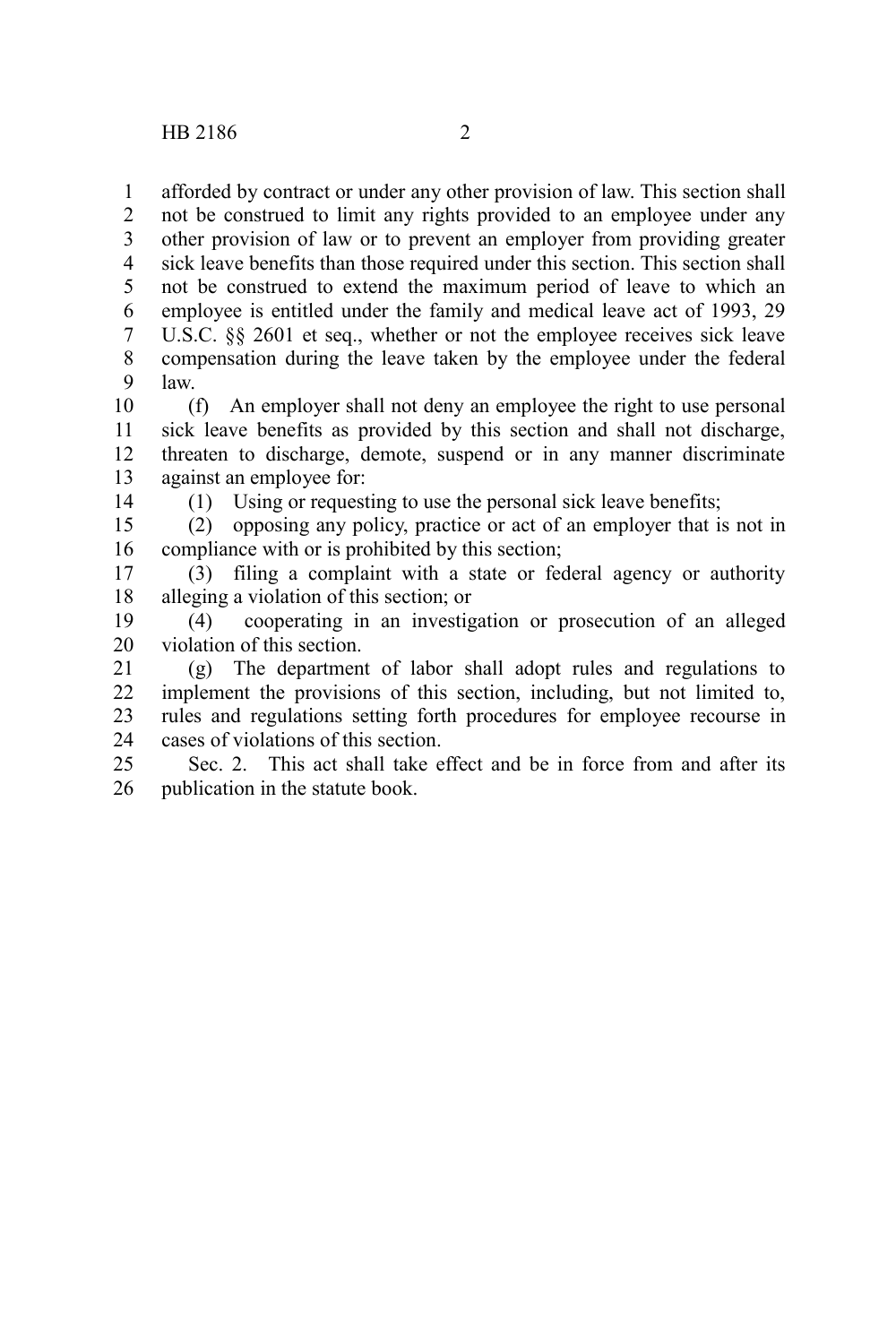afforded by contract or under any other provision of law. This section shall not be construed to limit any rights provided to an employee under any other provision of law or to prevent an employer from providing greater sick leave benefits than those required under this section. This section shall not be construed to extend the maximum period of leave to which an employee is entitled under the family and medical leave act of 1993, 29 U.S.C. §§ 2601 et seq., whether or not the employee receives sick leave compensation during the leave taken by the employee under the federal law.

(f) An employer shall not deny an employee the right to use personal sick leave benefits as provided by this section and shall not discharge, threaten to discharge, demote, suspend or in any manner discriminate against an employee for:

(1) Using or requesting to use the personal sick leave benefits;

(2) opposing any policy, practice or act of an employer that is not in compliance with or is prohibited by this section;

(3) filing a complaint with a state or federal agency or authority alleging a violation of this section; or

(4) cooperating in an investigation or prosecution of an alleged violation of this section.

(g) The department of labor shall adopt rules and regulations to implement the provisions of this section, including, but not limited to, rules and regulations setting forth procedures for employee recourse in cases of violations of this section.

Sec. 2. This act shall take effect and be in force from and after its publication in the statute book.